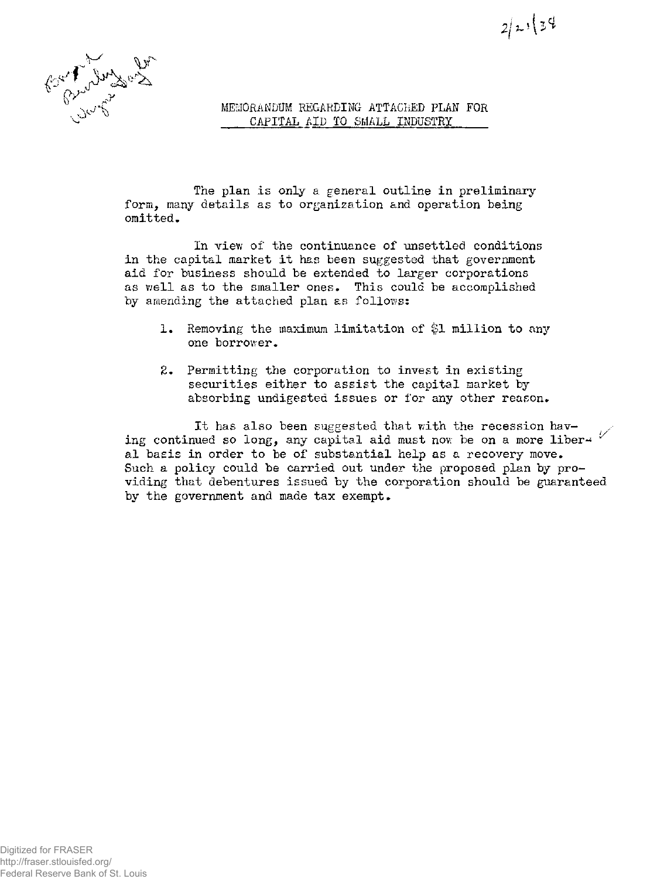2/21/38

# MEMORANDUM REGARDING ATTACHED PLAN FOR CAPITAL AID TO SMALL INDUSTRY

The plan is only a general outline in preliminary form, many details as to organization and operation being omitted.

In view of the continuance of unsettled conditions in the capital market it has been suggested that government aid for business should be extended to larger corporations as well as to the smaller ones. This could be accomplished by amending the attached plan as follows:

1. Removing the maximum limitation of $1 million to any one borrower.
2. Permitting the corporation to invest in existing securities either to assist the capital market by absorbing undigested issues or for any other reason.

It has also been suggested that with the recession having continued so long, any capital aid must now be on a more liberal basis in order to be of substantial help as a recovery move. Such a policy could be carried out under the proposed plan by providing that debentures issued by the corporation should be guaranteed by the government and made tax exempt.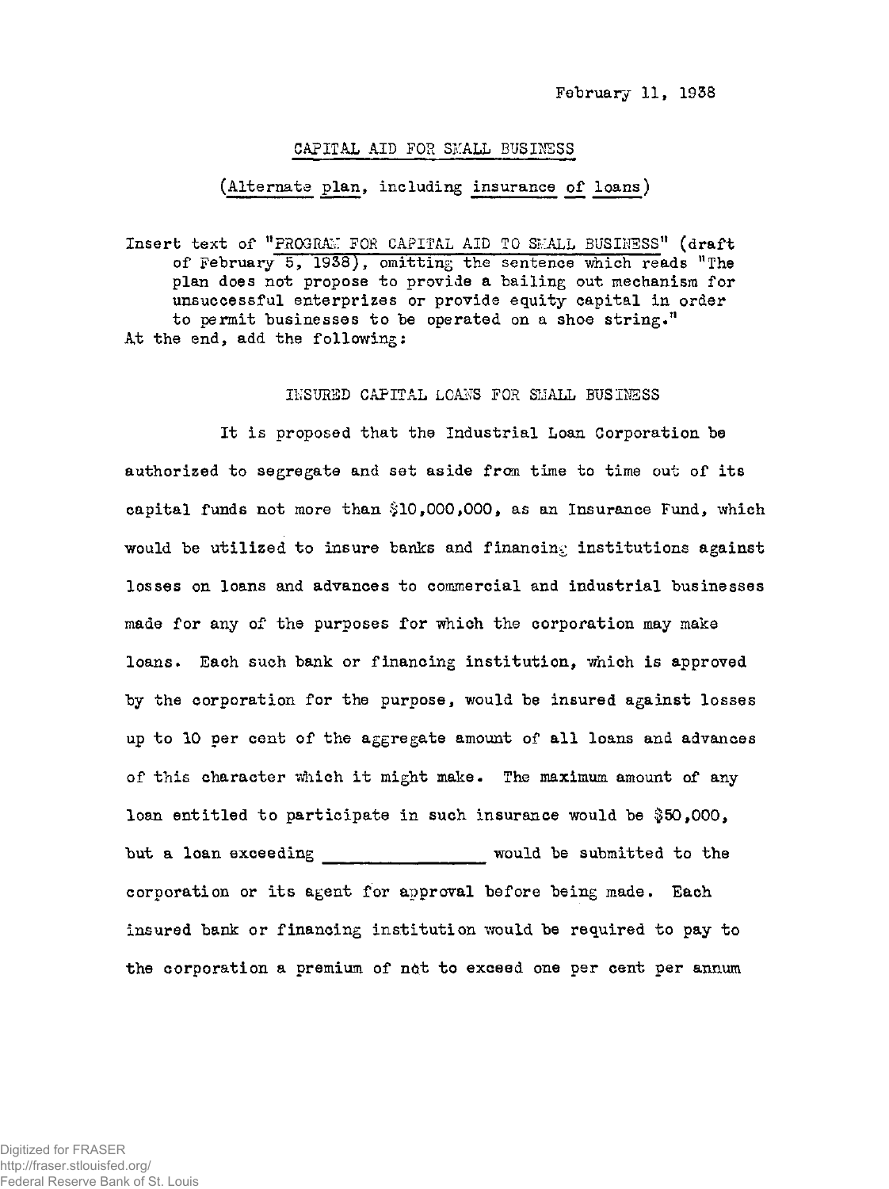February 11, 1938

## CAPITAL AID FOR SMALL BUSINESS

### (Alternate plan, including insurance of loans)

Insert text of "PROGRAM FOR CAPITAL AID TO SMALL BUSINESS" (draft of February 5, 1938), omitting the sentence which reads "The plan does not propose to provide a bailing out mechanism for unsuccessful enterprizes or provide equity capital in order to permit businesses to be operated on a shoe string."
At the end, add the following:

### INSURED CAPITAL LOANS FOR SMALL BUSINESS

It is proposed that the Industrial Loan Corporation be authorized to segregate and set aside from time to time out of its capital funds not more than $10,000,000, as an Insurance Fund, which would be utilized to insure banks and financing institutions against losses on loans and advances to commercial and industrial businesses made for any of the purposes for which the corporation may make loans. Each such bank or financing institution, which is approved by the corporation for the purpose, would be insured against losses up to 10 per cent of the aggregate amount of all loans and advances of this character which it might make. The maximum amount of any loan entitled to participate in such insurance would be $50,000, but a loan exceeding _______________ would be submitted to the corporation or its agent for approval before being made. Each insured bank or financing institution would be required to pay to the corporation a premium of not to exceed one per cent per annum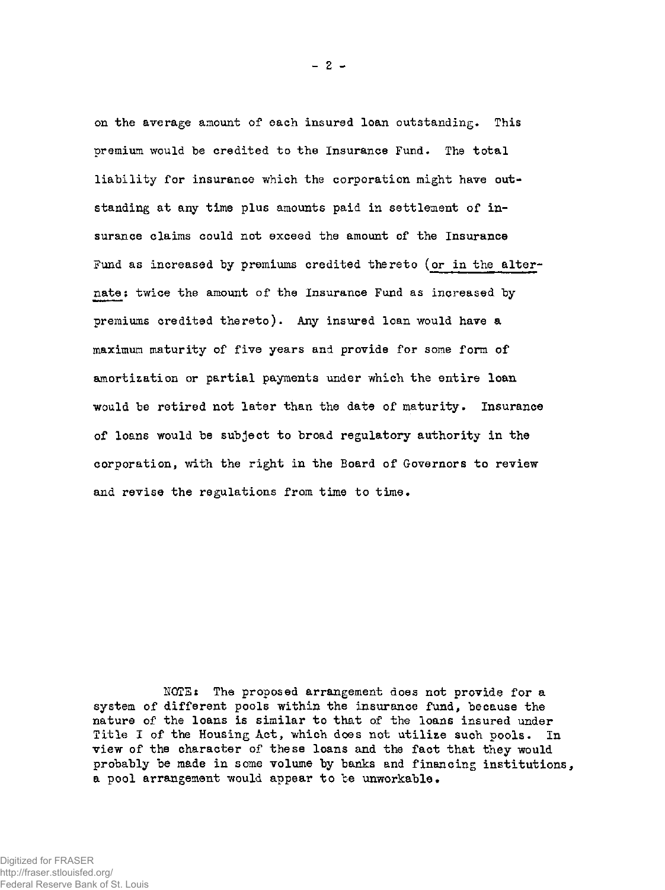on the average amount of each insured loan outstanding. This premium would be credited to the Insurance Fund. The total liability for insurance which the corporation might have outstanding at any time plus amounts paid in settlement of insurance claims could not exceed the amount of the Insurance Fund as increased by premiums credited thereto (<u>or in the alternate</u>: twice the amount of the Insurance Fund as increased by premiums credited thereto). Any insured loan would have a maximum maturity of five years and provide for some form of amortization or partial payments under which the entire loan would be retired not later than the date of maturity. Insurance of loans would be subject to broad regulatory authority in the corporation, with the right in the Board of Governors to review and revise the regulations from time to time.

NOTE: The proposed arrangement does not provide for a system of different pools within the insurance fund, because the nature of the loans is similar to that of the loans insured under Title I of the Housing Act, which does not utilize such pools. In view of the character of these loans and the fact that they would probably be made in some volume by banks and financing institutions, a pool arrangement would appear to be unworkable.